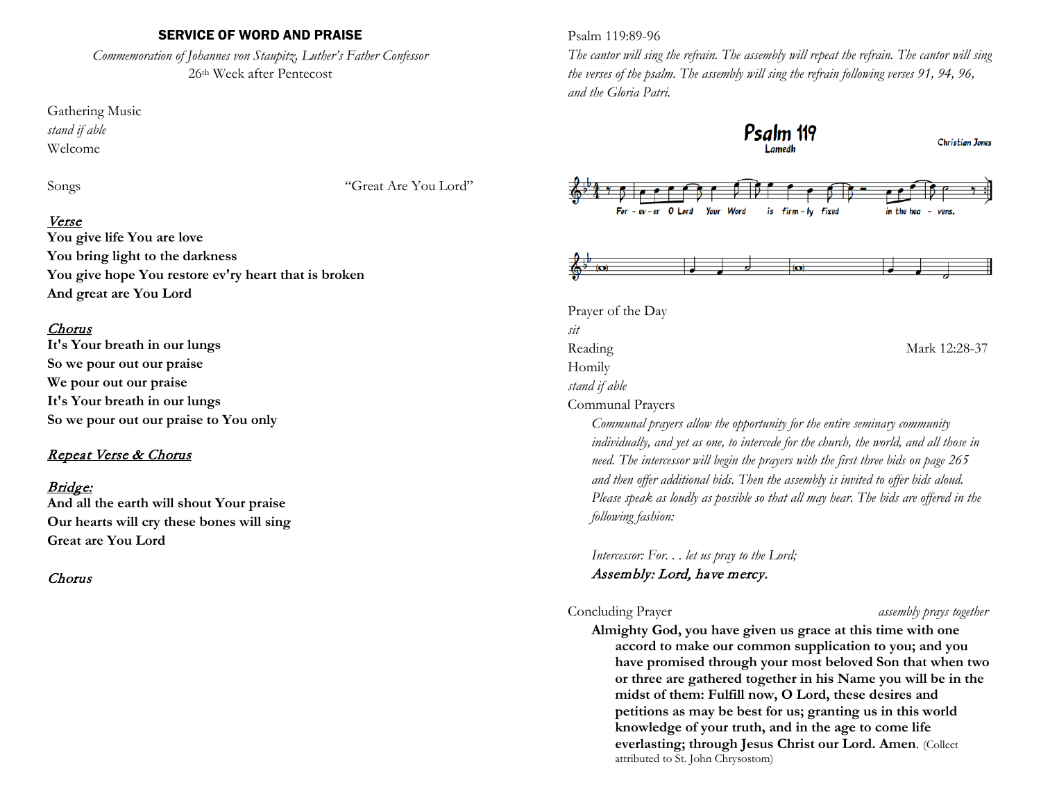## SERVICE OF WORD AND PRAISE

*Commemoration of Johannes von Staupitz, Luther's Father Confessor*
26th Week after Pentecost

Gathering Music
*stand if able*
Welcome

Songs "Great Are You Lord"

***Verse***
**You give life You are love**
**You bring light to the darkness**
**You give hope You restore ev'ry heart that is broken**
**And great are You Lord**

***Chorus***
**It's Your breath in our lungs**
**So we pour out our praise**
**We pour out our praise**
**It's Your breath in our lungs**
**So we pour out our praise to You only**

***Repeat Verse & Chorus***

***Bridge:***
**And all the earth will shout Your praise**
**Our hearts will cry these bones will sing**
**Great are You Lord**

***Chorus***

Psalm 119:89-96
*The cantor will sing the refrain. The assembly will repeat the refrain. The cantor will sing the verses of the psalm. The assembly will sing the refrain following verses 91, 94, 96, and the Gloria Patri.*

**Psalm 119**
Lamedh
Christian Jones

For - ev - er O Lord Your Word is firm - ly fixed in the hea - vens.

Prayer of the Day
*sit*
Reading Mark 12:28-37
Homily
*stand if able*
Communal Prayers

> *Communal prayers allow the opportunity for the entire seminary community individually, and yet as one, to intercede for the church, the world, and all those in need. The intercessor will begin the prayers with the first three bids on page 265 and then offer additional bids. Then the assembly is invited to offer bids aloud. Please speak as loudly as possible so that all may hear. The bids are offered in the following fashion:*
>
> *Intercessor: For. . . let us pray to the Lord;*
> ***Assembly: Lord, have mercy.***

Concluding Prayer *assembly prays together*

> **Almighty God, you have given us grace at this time with one accord to make our common supplication to you; and you have promised through your most beloved Son that when two or three are gathered together in his Name you will be in the midst of them: Fulfill now, O Lord, these desires and petitions as may be best for us; granting us in this world knowledge of your truth, and in the age to come life everlasting; through Jesus Christ our Lord. Amen**. (Collect attributed to St. John Chrysostom)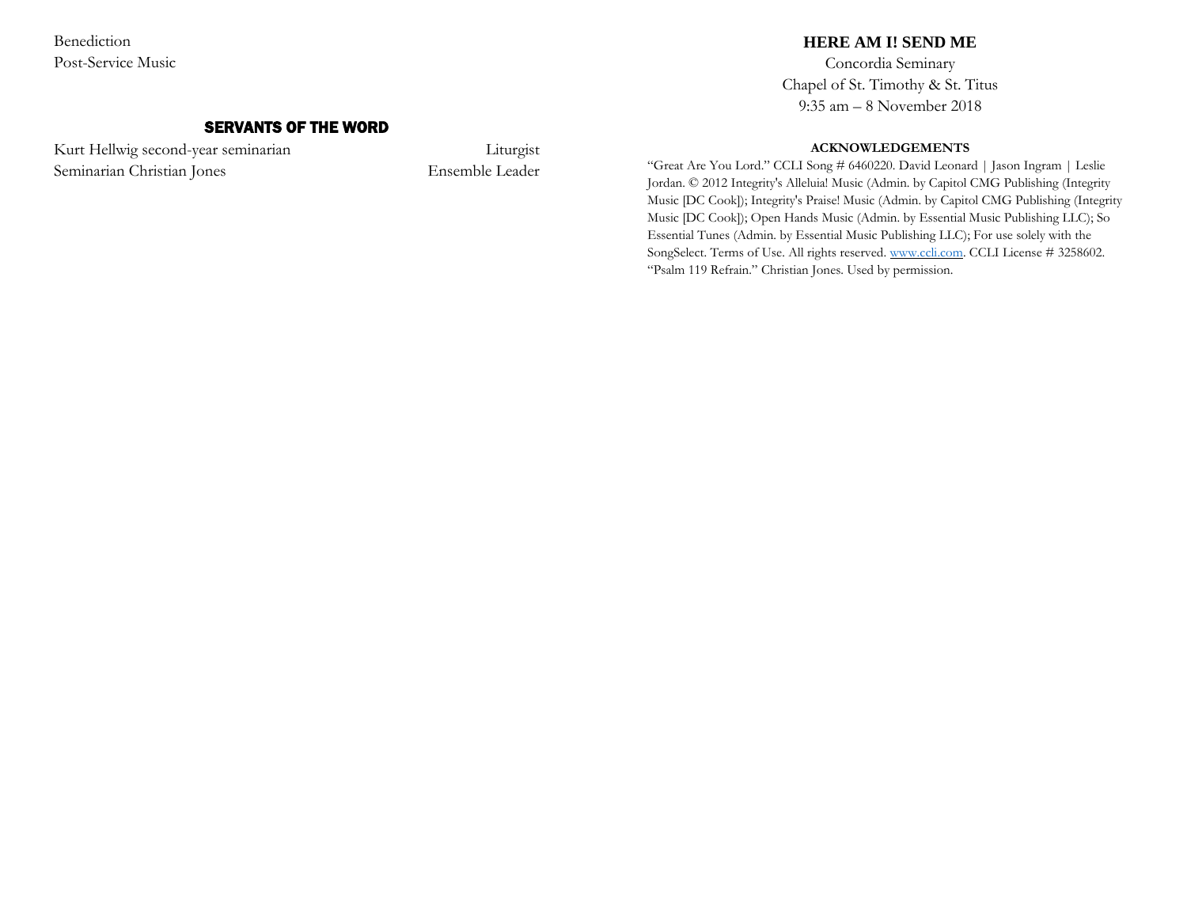Benediction
Post-Service Music

## SERVANTS OF THE WORD

| | |
|---|---|
| Kurt Hellwig second-year seminarian | Liturgist |
| Seminarian Christian Jones | Ensemble Leader |

# HERE AM I! SEND ME

Concordia Seminary
Chapel of St. Timothy & St. Titus
9:35 am – 8 November 2018

### ACKNOWLEDGEMENTS

“Great Are You Lord.” CCLI Song # 6460220. David Leonard | Jason Ingram | Leslie Jordan. © 2012 Integrity's Alleluia! Music (Admin. by Capitol CMG Publishing (Integrity Music [DC Cook]); Integrity's Praise! Music (Admin. by Capitol CMG Publishing (Integrity Music [DC Cook]); Open Hands Music (Admin. by Essential Music Publishing LLC); So Essential Tunes (Admin. by Essential Music Publishing LLC); For use solely with the SongSelect. Terms of Use. All rights reserved. www.ccli.com. CCLI License # 3258602.
“Psalm 119 Refrain.” Christian Jones. Used by permission.